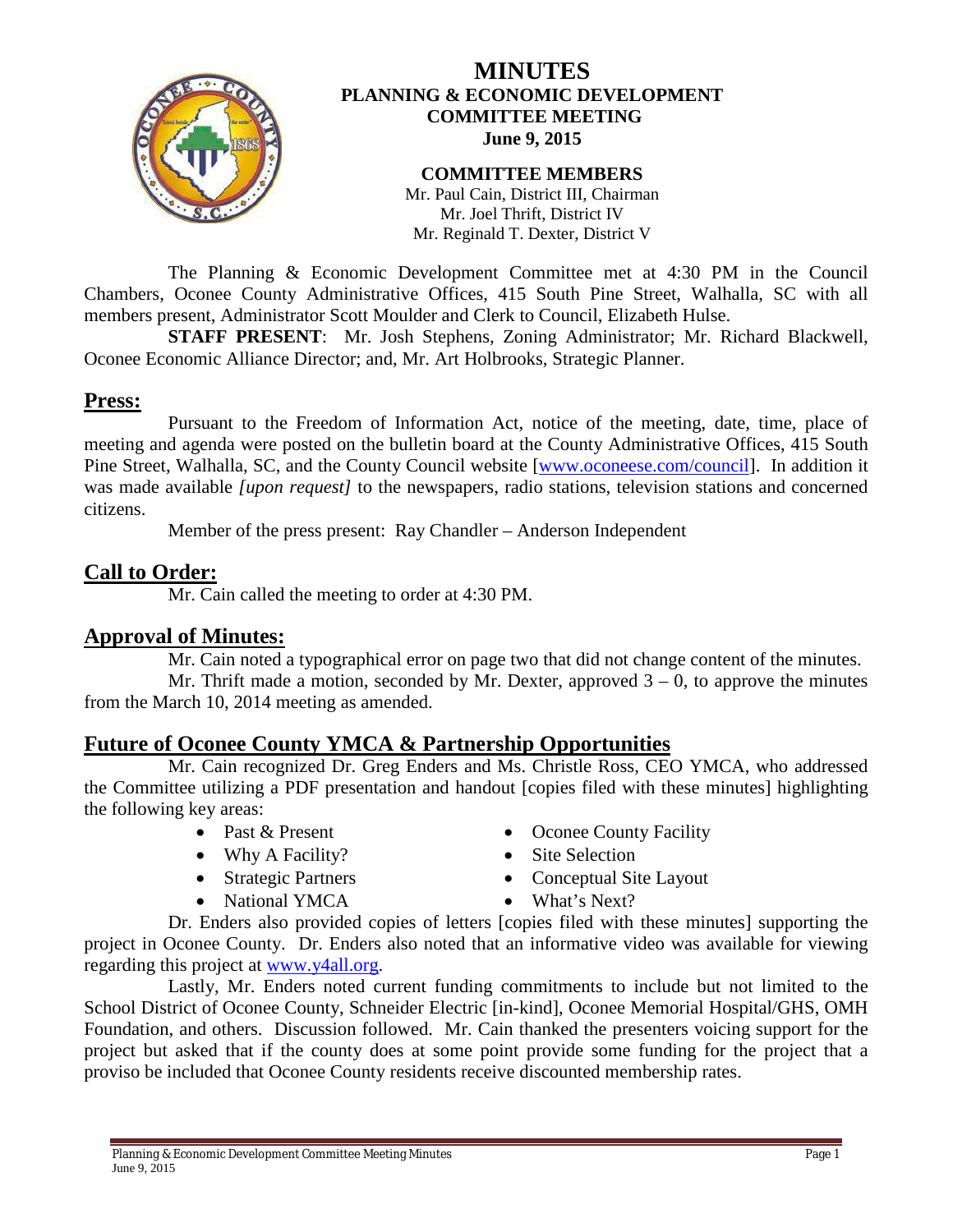# MINUTES

## PLANNING & ECONOMIC DEVELOPMENT COMMITTEE MEETING

**June 9, 2015**

**COMMITTEE MEMBERS**

Mr. Paul Cain, District III, Chairman
Mr. Joel Thrift, District IV
Mr. Reginald T. Dexter, District V

The Planning & Economic Development Committee met at 4:30 PM in the Council Chambers, Oconee County Administrative Offices, 415 South Pine Street, Walhalla, SC with all members present, Administrator Scott Moulder and Clerk to Council, Elizabeth Hulse.

**STAFF PRESENT**: Mr. Josh Stephens, Zoning Administrator; Mr. Richard Blackwell, Oconee Economic Alliance Director; and, Mr. Art Holbrooks, Strategic Planner.

## Press:

Pursuant to the Freedom of Information Act, notice of the meeting, date, time, place of meeting and agenda were posted on the bulletin board at the County Administrative Offices, 415 South Pine Street, Walhalla, SC, and the County Council website [www.oconeese.com/council]. In addition it was made available *[upon request]* to the newspapers, radio stations, television stations and concerned citizens.

Member of the press present: Ray Chandler – Anderson Independent

## Call to Order:

Mr. Cain called the meeting to order at 4:30 PM.

## Approval of Minutes:

Mr. Cain noted a typographical error on page two that did not change content of the minutes.

Mr. Thrift made a motion, seconded by Mr. Dexter, approved 3 – 0, to approve the minutes from the March 10, 2014 meeting as amended.

## Future of Oconee County YMCA & Partnership Opportunities

Mr. Cain recognized Dr. Greg Enders and Ms. Christle Ross, CEO YMCA, who addressed the Committee utilizing a PDF presentation and handout [copies filed with these minutes] highlighting the following key areas:

- Past & Present
- Why A Facility?
- Strategic Partners
- National YMCA
- Oconee County Facility
- Site Selection
- Conceptual Site Layout
- What's Next?

Dr. Enders also provided copies of letters [copies filed with these minutes] supporting the project in Oconee County. Dr. Enders also noted that an informative video was available for viewing regarding this project at www.y4all.org.

Lastly, Mr. Enders noted current funding commitments to include but not limited to the School District of Oconee County, Schneider Electric [in-kind], Oconee Memorial Hospital/GHS, OMH Foundation, and others. Discussion followed. Mr. Cain thanked the presenters voicing support for the project but asked that if the county does at some point provide some funding for the project that a proviso be included that Oconee County residents receive discounted membership rates.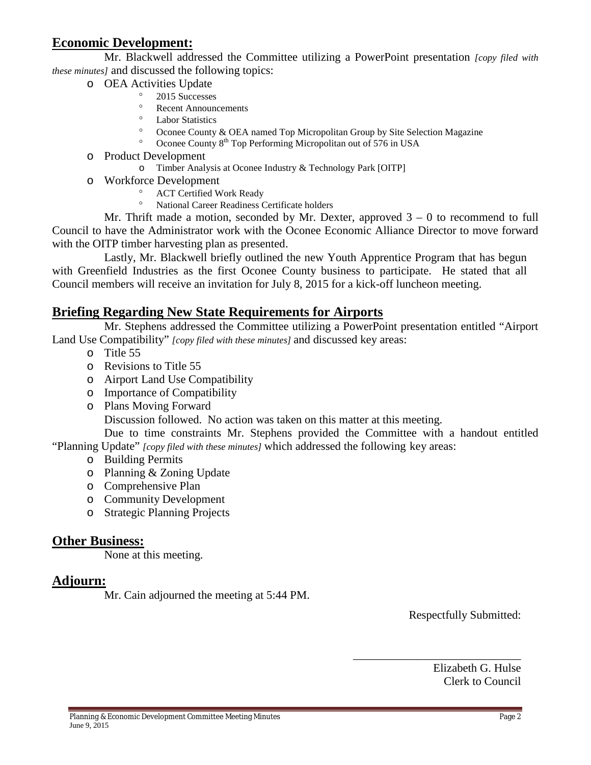## Economic Development:

Mr. Blackwell addressed the Committee utilizing a PowerPoint presentation *[copy filed with these minutes]* and discussed the following topics:

- OEA Activities Update
  - 2015 Successes
  - Recent Announcements
  - Labor Statistics
  - Oconee County & OEA named Top Micropolitan Group by Site Selection Magazine
  - Oconee County 8th Top Performing Micropolitan out of 576 in USA
- Product Development
  - Timber Analysis at Oconee Industry & Technology Park [OITP]
- Workforce Development
  - ACT Certified Work Ready
  - National Career Readiness Certificate holders

Mr. Thrift made a motion, seconded by Mr. Dexter, approved 3 – 0 to recommend to full Council to have the Administrator work with the Oconee Economic Alliance Director to move forward with the OITP timber harvesting plan as presented.

Lastly, Mr. Blackwell briefly outlined the new Youth Apprentice Program that has begun with Greenfield Industries as the first Oconee County business to participate. He stated that all Council members will receive an invitation for July 8, 2015 for a kick-off luncheon meeting.

## Briefing Regarding New State Requirements for Airports

Mr. Stephens addressed the Committee utilizing a PowerPoint presentation entitled "Airport Land Use Compatibility" *[copy filed with these minutes]* and discussed key areas:

- Title 55
- Revisions to Title 55
- Airport Land Use Compatibility
- Importance of Compatibility
- Plans Moving Forward

Discussion followed. No action was taken on this matter at this meeting.

Due to time constraints Mr. Stephens provided the Committee with a handout entitled "Planning Update" *[copy filed with these minutes]* which addressed the following key areas:

- Building Permits
- Planning & Zoning Update
- Comprehensive Plan
- Community Development
- Strategic Planning Projects

## Other Business:

None at this meeting.

## Adjourn:

Mr. Cain adjourned the meeting at 5:44 PM.

Respectfully Submitted:

\_\_\_\_\_\_\_\_\_\_\_\_\_\_\_\_\_\_\_\_\_\_\_\_\_\_\_\_\_\_

Elizabeth G. Hulse
Clerk to Council